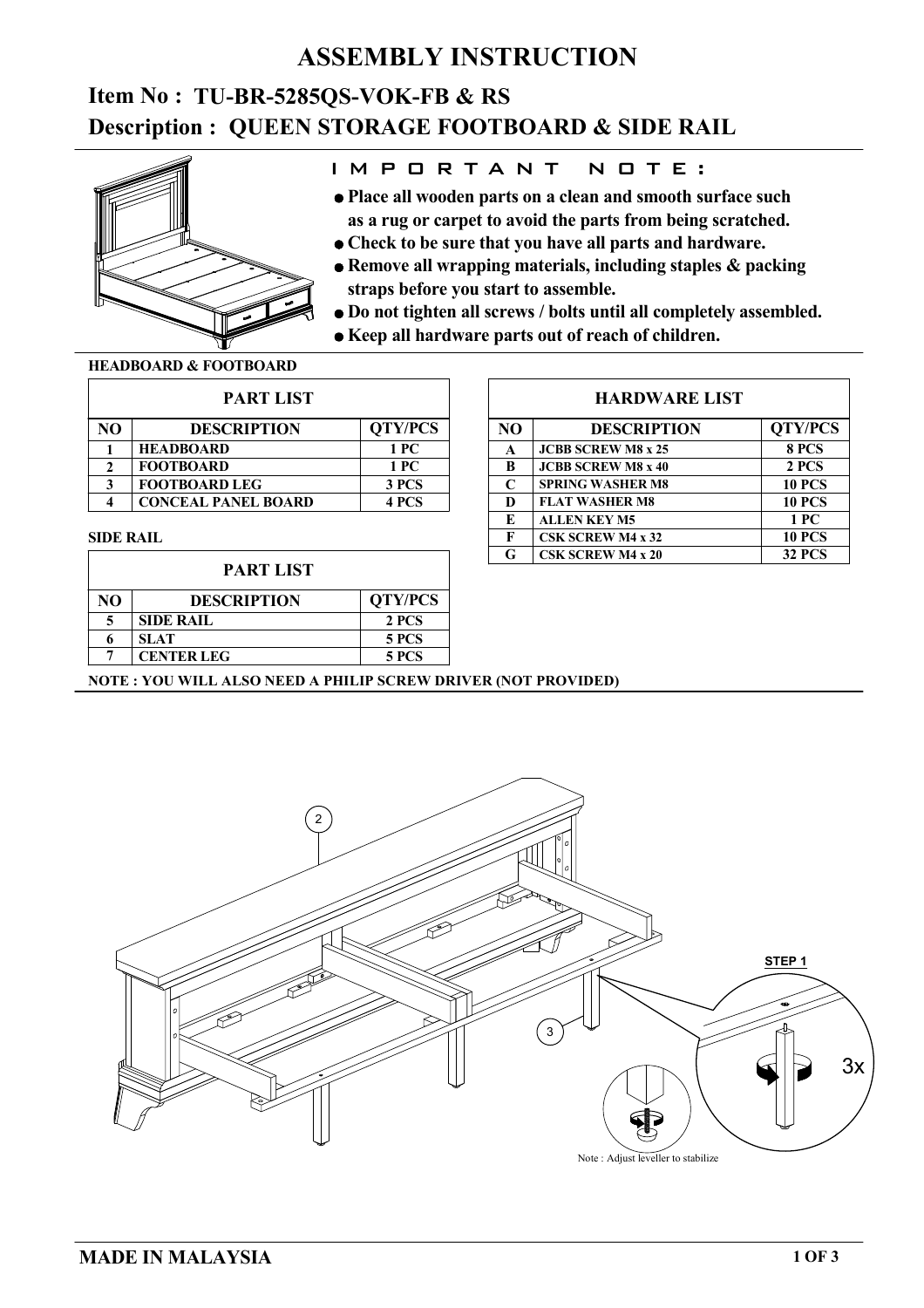# ASSEMBLY INSTRUCTION

## Item No : TU-BR-5285QS-VOK-FB & RS
## Description : QUEEN STORAGE FOOTBOARD & SIDE RAIL

### IMPORTANT NOTE:

- **Place all wooden parts on a clean and smooth surface such as a rug or carpet to avoid the parts from being scratched.**
- **Check to be sure that you have all parts and hardware.**
- **Remove all wrapping materials, including staples & packing straps before you start to assemble.**
- **Do not tighten all screws / bolts until all completely assembled.**
- **Keep all hardware parts out of reach of children.**

**HEADBOARD & FOOTBOARD**

| PART LIST | | |
|---|---|---|
| **NO** | **DESCRIPTION** | **QTY/PCS** |
| 1 | HEADBOARD | 1 PC |
| 2 | FOOTBOARD | 1 PC |
| 3 | FOOTBOARD LEG | 3 PCS |
| 4 | CONCEAL PANEL BOARD | 4 PCS |

**SIDE RAIL**

| PART LIST | | |
|---|---|---|
| **NO** | **DESCRIPTION** | **QTY/PCS** |
| 5 | SIDE RAIL | 2 PCS |
| 6 | SLAT | 5 PCS |
| 7 | CENTER LEG | 5 PCS |

| HARDWARE LIST | | |
|---|---|---|
| **NO** | **DESCRIPTION** | **QTY/PCS** |
| A | JCBB SCREW M8 x 25 | 8 PCS |
| B | JCBB SCREW M8 x 40 | 2 PCS |
| C | SPRING WASHER M8 | 10 PCS |
| D | FLAT WASHER M8 | 10 PCS |
| E | ALLEN KEY M5 | 1 PC |
| F | CSK SCREW M4 x 32 | 10 PCS |
| G | CSK SCREW M4 x 20 | 32 PCS |

**NOTE : YOU WILL ALSO NEED A PHILIP SCREW DRIVER (NOT PROVIDED)**

STEP 1

2

3

3x

Note : Adjust leveller to stabilize

**MADE IN MALAYSIA**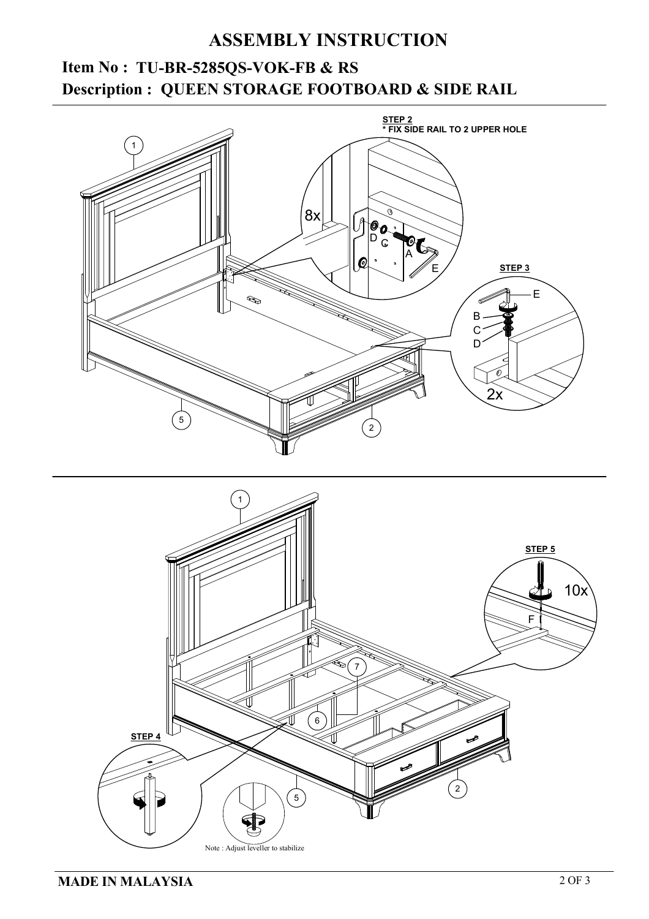# ASSEMBLY INSTRUCTION

## Item No : TU-BR-5285QS-VOK-FB & RS
## Description : QUEEN STORAGE FOOTBOARD & SIDE RAIL

**STEP 2**
**\* FIX SIDE RAIL TO 2 UPPER HOLE**

8x

D C A E

**STEP 3**

E B C D

2x

1 5 2

**STEP 5**

10x

F

**STEP 4**

1 7 6 5 2

Note : Adjust leveller to stabilize

**MADE IN MALAYSIA**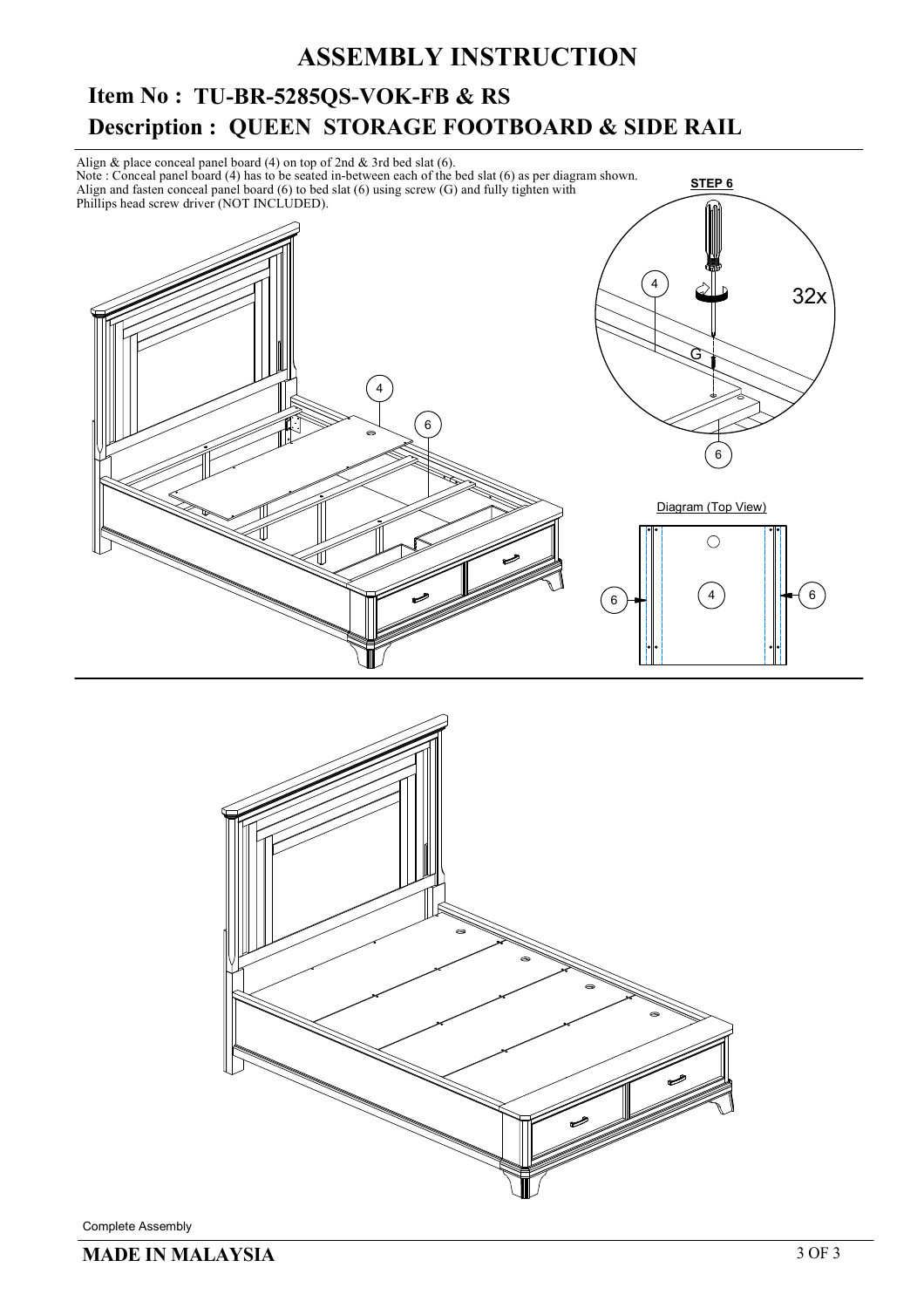# ASSEMBLY INSTRUCTION

## Item No : TU-BR-5285QS-VOK-FB & RS

## Description : QUEEN STORAGE FOOTBOARD & SIDE RAIL

Align & place conceal panel board (4) on top of 2nd & 3rd bed slat (6).
Note : Conceal panel board (4) has to be seated in-between each of the bed slat (6) as per diagram shown.
Align and fasten conceal panel board (6) to bed slat (6) using screw (G) and fully tighten with Phillips head screw driver (NOT INCLUDED).

**STEP 6**

4

G

32x

6

Diagram (Top View)

6 4 6

Complete Assembly

**MADE IN MALAYSIA**